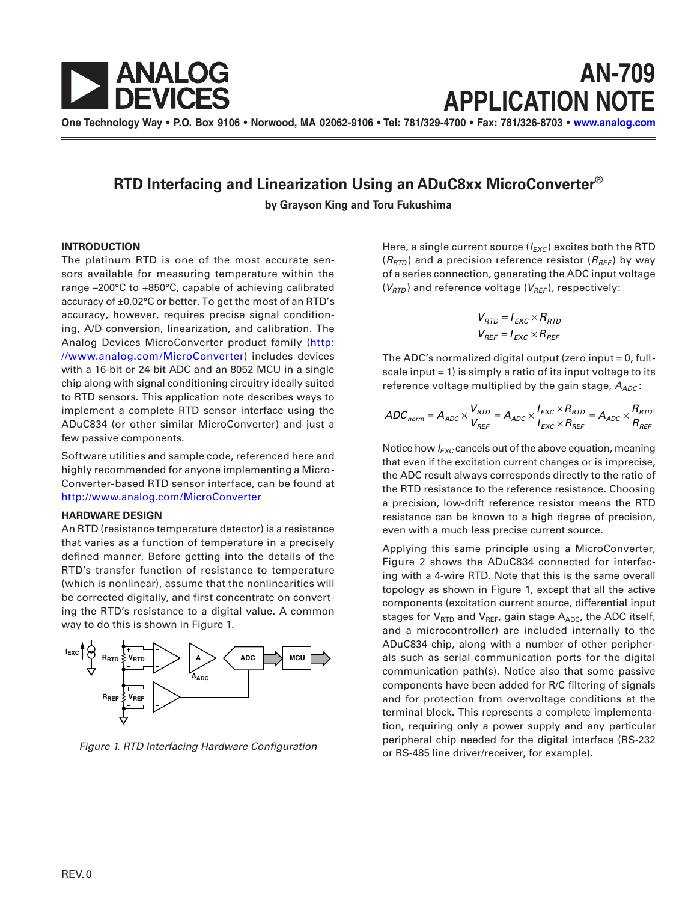# AN-709 APPLICATION NOTE

One Technology Way • P.O. Box 9106 • Norwood, MA 02062-9106 • Tel: 781/329-4700 • Fax: 781/326-8703 • www.analog.com

## RTD Interfacing and Linearization Using an ADuC8xx MicroConverter®

**by Grayson King and Toru Fukushima**

### INTRODUCTION

The platinum RTD is one of the most accurate sensors available for measuring temperature within the range –200°C to +850°C, capable of achieving calibrated accuracy of ±0.02°C or better. To get the most of an RTD's accuracy, however, requires precise signal conditioning, A/D conversion, linearization, and calibration. The Analog Devices MicroConverter product family (http://www.analog.com/MicroConverter) includes devices with a 16-bit or 24-bit ADC and an 8052 MCU in a single chip along with signal conditioning circuitry ideally suited to RTD sensors. This application note describes ways to implement a complete RTD sensor interface using the ADuC834 (or other similar MicroConverter) and just a few passive components.

Software utilities and sample code, referenced here and highly recommended for anyone implementing a MicroConverter-based RTD sensor interface, can be found at http://www.analog.com/MicroConverter

### HARDWARE DESIGN

An RTD (resistance temperature detector) is a resistance that varies as a function of temperature in a precisely defined manner. Before getting into the details of the RTD's transfer function of resistance to temperature (which is nonlinear), assume that the nonlinearities will be corrected digitally, and first concentrate on converting the RTD's resistance to a digital value. A common way to do this is shown in Figure 1.

*Figure 1. RTD Interfacing Hardware Configuration*

Here, a single current source ($I_{EXC}$) excites both the RTD ($R_{RTD}$) and a precision reference resistor ($R_{REF}$) by way of a series connection, generating the ADC input voltage ($V_{RTD}$) and reference voltage ($V_{REF}$), respectively:

$$V_{RTD} = I_{EXC} \times R_{RTD}$$
$$V_{REF} = I_{EXC} \times R_{REF}$$

The ADC's normalized digital output (zero input = 0, full-scale input = 1) is simply a ratio of its input voltage to its reference voltage multiplied by the gain stage, $A_{ADC}$:

$$ADC_{norm} = A_{ADC} \times \frac{V_{RTD}}{V_{REF}} = A_{ADC} \times \frac{I_{EXC} \times R_{RTD}}{I_{EXC} \times R_{REF}} = A_{ADC} \times \frac{R_{RTD}}{R_{REF}}$$

Notice how $I_{EXC}$ cancels out of the above equation, meaning that even if the excitation current changes or is imprecise, the ADC result always corresponds directly to the ratio of the RTD resistance to the reference resistance. Choosing a precision, low-drift reference resistor means the RTD resistance can be known to a high degree of precision, even with a much less precise current source.

Applying this same principle using a MicroConverter, Figure 2 shows the ADuC834 connected for interfacing with a 4-wire RTD. Note that this is the same overall topology as shown in Figure 1, except that all the active components (excitation current source, differential input stages for $V_{RTD}$ and $V_{REF}$, gain stage $A_{ADC}$, the ADC itself, and a microcontroller) are included internally to the ADuC834 chip, along with a number of other peripherals such as serial communication ports for the digital communication path(s). Notice also that some passive components have been added for R/C filtering of signals and for protection from overvoltage conditions at the terminal block. This represents a complete implementation, requiring only a power supply and any particular peripheral chip needed for the digital interface (RS-232 or RS-485 line driver/receiver, for example).

REV. 0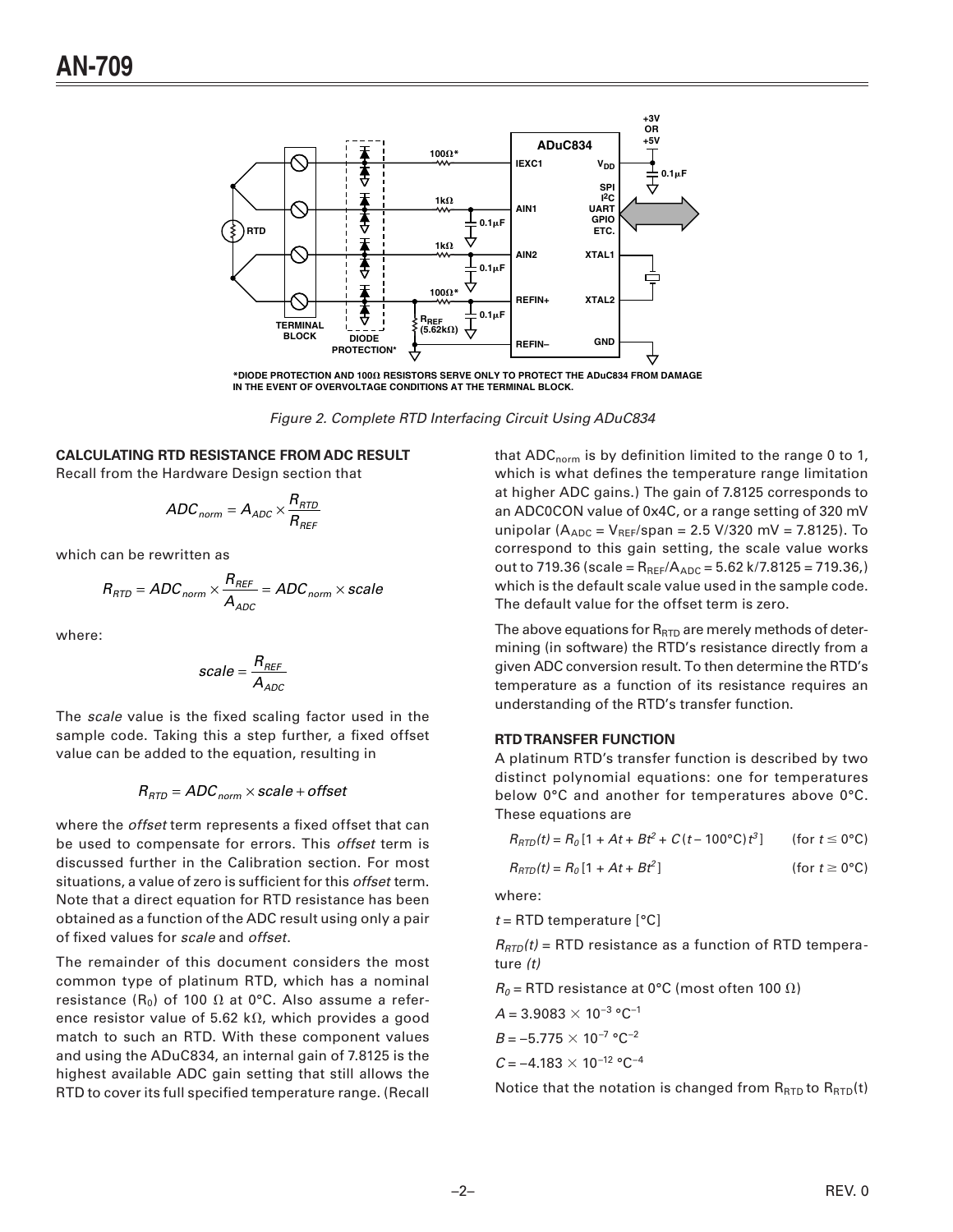*DIODE PROTECTION AND 100Ω RESISTORS SERVE ONLY TO PROTECT THE ADuC834 FROM DAMAGE IN THE EVENT OF OVERVOLTAGE CONDITIONS AT THE TERMINAL BLOCK.

*Figure 2. Complete RTD Interfacing Circuit Using ADuC834*

### CALCULATING RTD RESISTANCE FROM ADC RESULT

Recall from the Hardware Design section that

$$ADC_{norm} = A_{ADC} \times \frac{R_{RTD}}{R_{REF}}$$

which can be rewritten as

$$R_{RTD} = ADC_{norm} \times \frac{R_{REF}}{A_{ADC}} = ADC_{norm} \times scale$$

where:

$$scale = \frac{R_{REF}}{A_{ADC}}$$

The *scale* value is the fixed scaling factor used in the sample code. Taking this a step further, a fixed offset value can be added to the equation, resulting in

$$R_{RTD} = ADC_{norm} \times scale + offset$$

where the *offset* term represents a fixed offset that can be used to compensate for errors. This *offset* term is discussed further in the Calibration section. For most situations, a value of zero is sufficient for this *offset* term. Note that a direct equation for RTD resistance has been obtained as a function of the ADC result using only a pair of fixed values for *scale* and *offset*.

The remainder of this document considers the most common type of platinum RTD, which has a nominal resistance ($R_0$) of 100 Ω at 0°C. Also assume a reference resistor value of 5.62 kΩ, which provides a good match to such an RTD. With these component values and using the ADuC834, an internal gain of 7.8125 is the highest available ADC gain setting that still allows the RTD to cover its full specified temperature range. (Recall that $ADC_{norm}$ is by definition limited to the range 0 to 1, which is what defines the temperature range limitation at higher ADC gains.) The gain of 7.8125 corresponds to an ADC0CON value of 0x4C, or a range setting of 320 mV unipolar ($A_{ADC} = V_{REF}$/span = 2.5 V/320 mV = 7.8125). To correspond to this gain setting, the scale value works out to 719.36 (scale = $R_{REF}/A_{ADC}$ = 5.62 k/7.8125 = 719.36,) which is the default scale value used in the sample code. The default value for the offset term is zero.

The above equations for $R_{RTD}$ are merely methods of determining (in software) the RTD's resistance directly from a given ADC conversion result. To then determine the RTD's temperature as a function of its resistance requires an understanding of the RTD's transfer function.

### RTD TRANSFER FUNCTION

A platinum RTD's transfer function is described by two distinct polynomial equations: one for temperatures below 0°C and another for temperatures above 0°C. These equations are

$$R_{RTD}(t) = R_0\left[1 + At + Bt^2 + C(t - 100°C)t^3\right] \quad (\text{for } t \leq 0°C)$$

$$R_{RTD}(t) = R_0\left[1 + At + Bt^2\right] \quad (\text{for } t \geq 0°C)$$

where:

$t$ = RTD temperature [°C]

$R_{RTD}(t)$ = RTD resistance as a function of RTD temperature *(t)*

$R_0$ = RTD resistance at 0°C (most often 100 Ω)

$A = 3.9083 \times 10^{-3}$ °C$^{-1}$

$B = -5.775 \times 10^{-7}$ °C$^{-2}$

$C = -4.183 \times 10^{-12}$ °C$^{-4}$

Notice that the notation is changed from $R_{RTD}$ to $R_{RTD}(t)$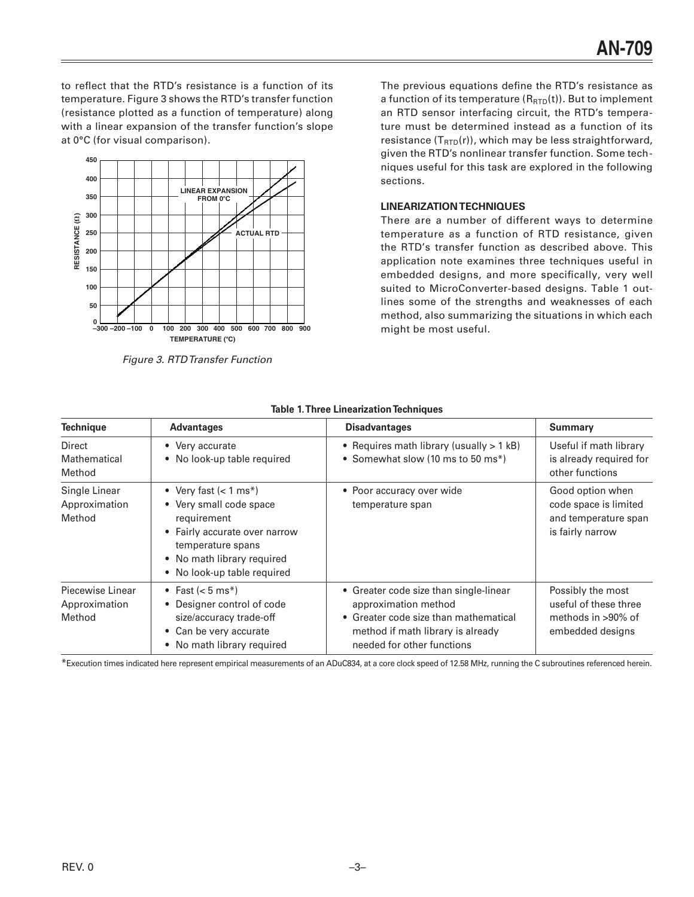to reflect that the RTD's resistance is a function of its temperature. Figure 3 shows the RTD's transfer function (resistance plotted as a function of temperature) along with a linear expansion of the transfer function's slope at 0°C (for visual comparison).

*Figure 3. RTD Transfer Function*

The previous equations define the RTD's resistance as a function of its temperature ($R_{RTD}(t)$). But to implement an RTD sensor interfacing circuit, the RTD's temperature must be determined instead as a function of its resistance ($T_{RTD}(r)$), which may be less straightforward, given the RTD's nonlinear transfer function. Some techniques useful for this task are explored in the following sections.

## LINEARIZATION TECHNIQUES

There are a number of different ways to determine temperature as a function of RTD resistance, given the RTD's transfer function as described above. This application note examines three techniques useful in embedded designs, and more specifically, very well suited to MicroConverter-based designs. Table 1 outlines some of the strengths and weaknesses of each method, also summarizing the situations in which each might be most useful.

**Table 1. Three Linearization Techniques**

| Technique | Advantages | Disadvantages | Summary |
|---|---|---|---|
| Direct Mathematical Method | • Very accurate<br>• No look-up table required | • Requires math library (usually > 1 kB)<br>• Somewhat slow (10 ms to 50 ms*) | Useful if math library is already required for other functions |
| Single Linear Approximation Method | • Very fast (< 1 ms*)<br>• Very small code space requirement<br>• Fairly accurate over narrow temperature spans<br>• No math library required<br>• No look-up table required | • Poor accuracy over wide temperature span | Good option when code space is limited and temperature span is fairly narrow |
| Piecewise Linear Approximation Method | • Fast (< 5 ms*)<br>• Designer control of code size/accuracy trade-off<br>• Can be very accurate<br>• No math library required | • Greater code size than single-linear approximation method<br>• Greater code size than mathematical method if math library is already needed for other functions | Possibly the most useful of these three methods in >90% of embedded designs |

*Execution times indicated here represent empirical measurements of an ADuC834, at a core clock speed of 12.58 MHz, running the C subroutines referenced herein.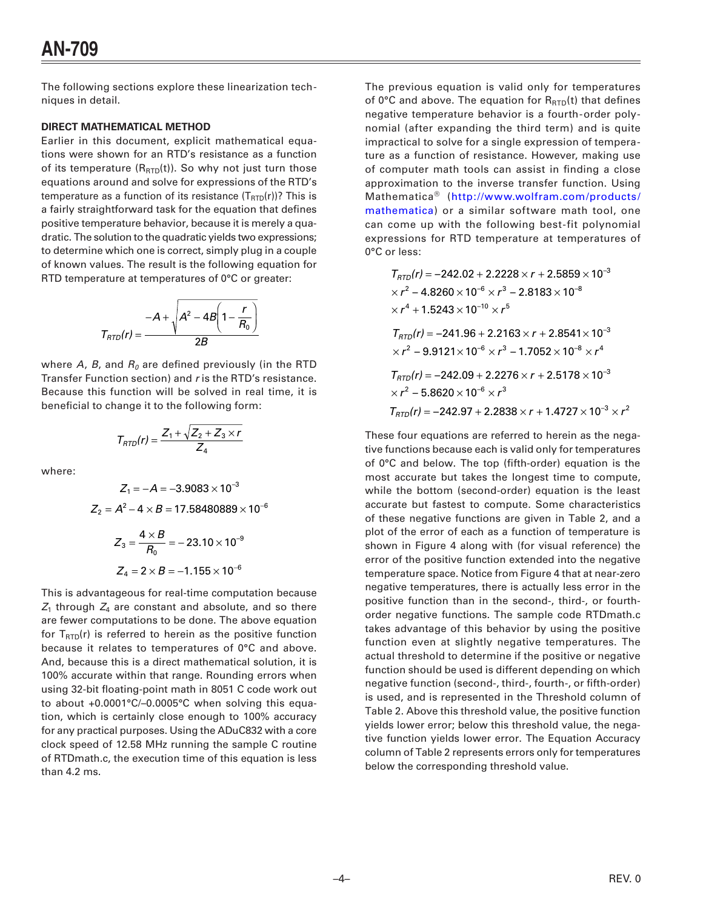The following sections explore these linearization techniques in detail.

### DIRECT MATHEMATICAL METHOD

Earlier in this document, explicit mathematical equations were shown for an RTD's resistance as a function of its temperature ($R_{RTD}(t)$). So why not just turn those equations around and solve for expressions of the RTD's temperature as a function of its resistance ($T_{RTD}(r)$)? This is a fairly straightforward task for the equation that defines positive temperature behavior, because it is merely a quadratic. The solution to the quadratic yields two expressions; to determine which one is correct, simply plug in a couple of known values. The result is the following equation for RTD temperature at temperatures of 0°C or greater:

$$T_{RTD}(r) = \frac{-A + \sqrt{A^2 - 4B\left(1 - \frac{r}{R_0}\right)}}{2B}$$

where $A$, $B$, and $R_0$ are defined previously (in the RTD Transfer Function section) and $r$ is the RTD's resistance. Because this function will be solved in real time, it is beneficial to change it to the following form:

$$T_{RTD}(r) = \frac{Z_1 + \sqrt{Z_2 + Z_3 \times r}}{Z_4}$$

where:

$$Z_1 = -A = -3.9083 \times 10^{-3}$$

$$Z_2 = A^2 - 4 \times B = 17.58480889 \times 10^{-6}$$

$$Z_3 = \frac{4 \times B}{R_0} = -23.10 \times 10^{-9}$$

$$Z_4 = 2 \times B = -1.155 \times 10^{-6}$$

This is advantageous for real-time computation because $Z_1$ through $Z_4$ are constant and absolute, and so there are fewer computations to be done. The above equation for $T_{RTD}(r)$ is referred to herein as the positive function because it relates to temperatures of 0°C and above. And, because this is a direct mathematical solution, it is 100% accurate within that range. Rounding errors when using 32-bit floating-point math in 8051 C code work out to about +0.0001°C/–0.0005°C when solving this equation, which is certainly close enough to 100% accuracy for any practical purposes. Using the ADuC832 with a core clock speed of 12.58 MHz running the sample C routine of RTDmath.c, the execution time of this equation is less than 4.2 ms.

The previous equation is valid only for temperatures of 0°C and above. The equation for $R_{RTD}(t)$ that defines negative temperature behavior is a fourth-order polynomial (after expanding the third term) and is quite impractical to solve for a single expression of temperature as a function of resistance. However, making use of computer math tools can assist in finding a close approximation to the inverse transfer function. Using Mathematica® (http://www.wolfram.com/products/mathematica) or a similar software math tool, one can come up with the following best-fit polynomial expressions for RTD temperature at temperatures of 0°C or less:

$$T_{RTD}(r) = -242.02 + 2.2228 \times r + 2.5859 \times 10^{-3} \times r^2 - 4.8260 \times 10^{-6} \times r^3 - 2.8183 \times 10^{-8} \times r^4 + 1.5243 \times 10^{-10} \times r^5$$

$$T_{RTD}(r) = -241.96 + 2.2163 \times r + 2.8541 \times 10^{-3} \times r^2 - 9.9121 \times 10^{-6} \times r^3 - 1.7052 \times 10^{-8} \times r^4$$

$$T_{RTD}(r) = -242.09 + 2.2276 \times r + 2.5178 \times 10^{-3} \times r^2 - 5.8620 \times 10^{-6} \times r^3$$

$$T_{RTD}(r) = -242.97 + 2.2838 \times r + 1.4727 \times 10^{-3} \times r^2$$

These four equations are referred to herein as the negative functions because each is valid only for temperatures of 0°C and below. The top (fifth-order) equation is the most accurate but takes the longest time to compute, while the bottom (second-order) equation is the least accurate but fastest to compute. Some characteristics of these negative functions are given in Table 2, and a plot of the error of each as a function of temperature is shown in Figure 4 along with (for visual reference) the error of the positive function extended into the negative temperature space. Notice from Figure 4 that at near-zero negative temperatures, there is actually less error in the positive function than in the second-, third-, or fourth-order negative functions. The sample code RTDmath.c takes advantage of this behavior by using the positive function even at slightly negative temperatures. The actual threshold to determine if the positive or negative function should be used is different depending on which negative function (second-, third-, fourth-, or fifth-order) is used, and is represented in the Threshold column of Table 2. Above this threshold, the positive function yields lower error; below this threshold value, the negative function yields lower error. The Equation Accuracy column of Table 2 represents errors only for temperatures below the corresponding threshold value.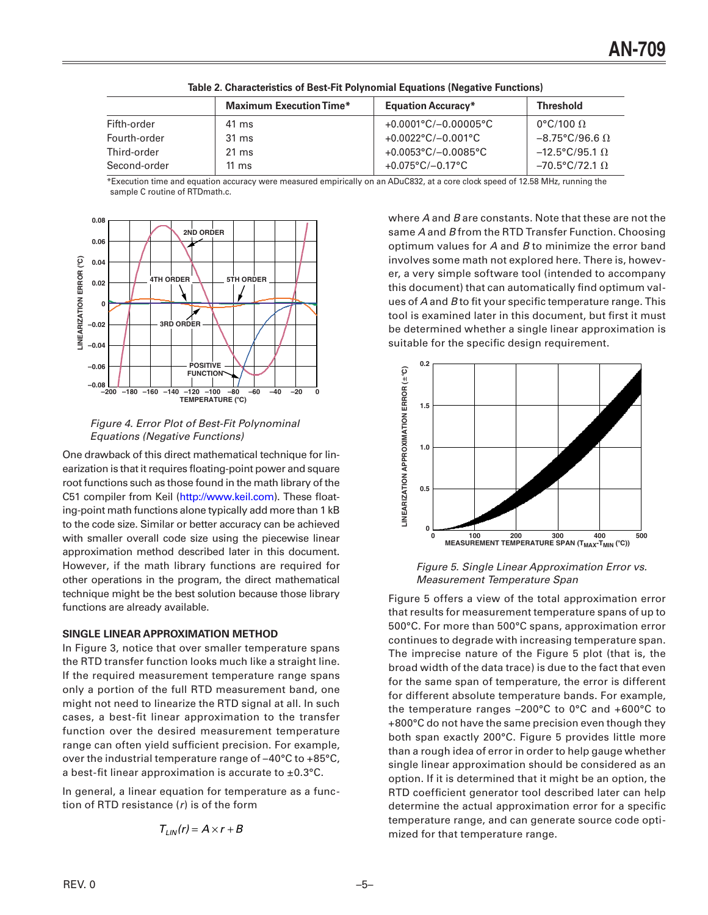**Table 2. Characteristics of Best-Fit Polynomial Equations (Negative Functions)**

| | Maximum Execution Time* | Equation Accuracy* | Threshold |
|---|---|---|---|
| Fifth-order | 41 ms | +0.0001°C/–0.00005°C | 0°C/100 Ω |
| Fourth-order | 31 ms | +0.0022°C/–0.001°C | –8.75°C/96.6 Ω |
| Third-order | 21 ms | +0.0053°C/–0.0085°C | –12.5°C/95.1 Ω |
| Second-order | 11 ms | +0.075°C/–0.17°C | –70.5°C/72.1 Ω |

*Execution time and equation accuracy were measured empirically on an ADuC832, at a core clock speed of 12.58 MHz, running the sample C routine of RTDmath.c.

*Figure 4. Error Plot of Best-Fit Polynominal Equations (Negative Functions)*

One drawback of this direct mathematical technique for linearization is that it requires floating-point power and square root functions such as those found in the math library of the C51 compiler from Keil (http://www.keil.com). These floating-point math functions alone typically add more than 1 kB to the code size. Similar or better accuracy can be achieved with smaller overall code size using the piecewise linear approximation method described later in this document. However, if the math library functions are required for other operations in the program, the direct mathematical technique might be the best solution because those library functions are already available.

## SINGLE LINEAR APPROXIMATION METHOD

In Figure 3, notice that over smaller temperature spans the RTD transfer function looks much like a straight line. If the required measurement temperature range spans only a portion of the full RTD measurement band, one might not need to linearize the RTD signal at all. In such cases, a best-fit linear approximation to the transfer function over the desired measurement temperature range can often yield sufficient precision. For example, over the industrial temperature range of –40°C to +85°C, a best-fit linear approximation is accurate to ±0.3°C.

In general, a linear equation for temperature as a function of RTD resistance ($r$) is of the form

$$T_{LIN}(r) = A \times r + B$$

where $A$ and $B$ are constants. Note that these are not the same $A$ and $B$ from the RTD Transfer Function. Choosing optimum values for $A$ and $B$ to minimize the error band involves some math not explored here. There is, however, a very simple software tool (intended to accompany this document) that can automatically find optimum values of $A$ and $B$ to fit your specific temperature range. This tool is examined later in this document, but first it must be determined whether a single linear approximation is suitable for the specific design requirement.

*Figure 5. Single Linear Approximation Error vs. Measurement Temperature Span*

Figure 5 offers a view of the total approximation error that results for measurement temperature spans of up to 500°C. For more than 500°C spans, approximation error continues to degrade with increasing temperature span. The imprecise nature of the Figure 5 plot (that is, the broad width of the data trace) is due to the fact that even for the same span of temperature, the error is different for different absolute temperature bands. For example, the temperature ranges –200°C to 0°C and +600°C to +800°C do not have the same precision even though they both span exactly 200°C. Figure 5 provides little more than a rough idea of error in order to help gauge whether single linear approximation should be considered as an option. If it is determined that it might be an option, the RTD coefficient generator tool described later can help determine the actual approximation error for a specific temperature range, and can generate source code optimized for that temperature range.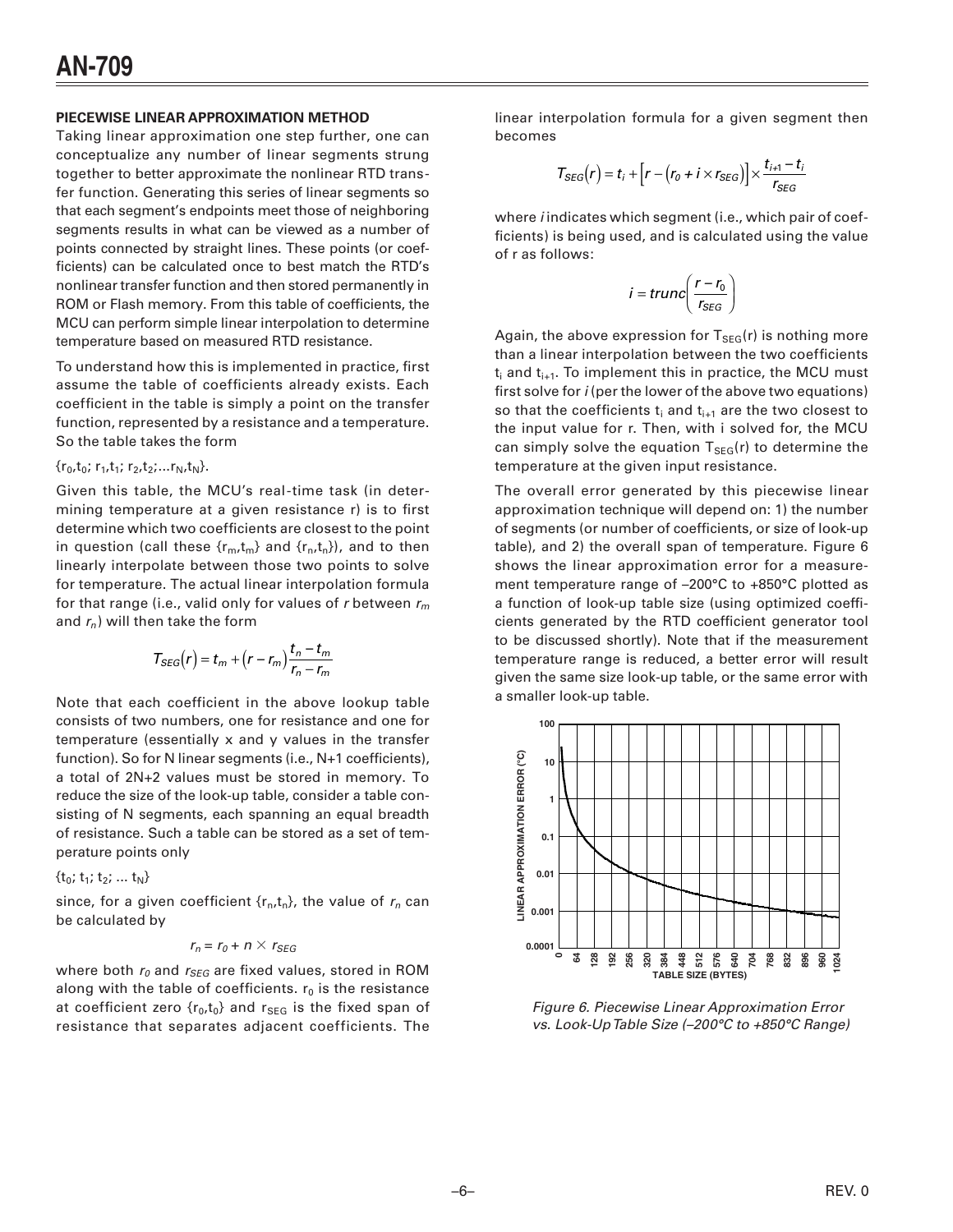**PIECEWISE LINEAR APPROXIMATION METHOD**

Taking linear approximation one step further, one can conceptualize any number of linear segments strung together to better approximate the nonlinear RTD transfer function. Generating this series of linear segments so that each segment's endpoints meet those of neighboring segments results in what can be viewed as a number of points connected by straight lines. These points (or coefficients) can be calculated once to best match the RTD's nonlinear transfer function and then stored permanently in ROM or Flash memory. From this table of coefficients, the MCU can perform simple linear interpolation to determine temperature based on measured RTD resistance.

To understand how this is implemented in practice, first assume the table of coefficients already exists. Each coefficient in the table is simply a point on the transfer function, represented by a resistance and a temperature. So the table takes the form

$\{r_0,t_0;\ r_1,t_1;\ r_2,t_2;...r_N,t_N\}$.

Given this table, the MCU's real-time task (in determining temperature at a given resistance r) is to first determine which two coefficients are closest to the point in question (call these $\{r_m,t_m\}$ and $\{r_n,t_n\}$), and to then linearly interpolate between those two points to solve for temperature. The actual linear interpolation formula for that range (i.e., valid only for values of $r$ between $r_m$ and $r_n$) will then take the form

$$T_{SEG}(r) = t_m + (r - r_m)\frac{t_n - t_m}{r_n - r_m}$$

Note that each coefficient in the above lookup table consists of two numbers, one for resistance and one for temperature (essentially x and y values in the transfer function). So for N linear segments (i.e., N+1 coefficients), a total of 2N+2 values must be stored in memory. To reduce the size of the look-up table, consider a table consisting of N segments, each spanning an equal breadth of resistance. Such a table can be stored as a set of temperature points only

$\{t_0;\ t_1;\ t_2;\ ...\ t_N\}$

since, for a given coefficient $\{r_n,t_n\}$, the value of $r_n$ can be calculated by

$$r_n = r_0 + n \times r_{SEG}$$

where both $r_0$ and $r_{SEG}$ are fixed values, stored in ROM along with the table of coefficients. $r_0$ is the resistance at coefficient zero $\{r_0,t_0\}$ and $r_{SEG}$ is the fixed span of resistance that separates adjacent coefficients. The linear interpolation formula for a given segment then becomes

$$T_{SEG}(r) = t_i + \left[r - (r_0 + i \times r_{SEG})\right] \times \frac{t_{i+1} - t_i}{r_{SEG}}$$

where $i$ indicates which segment (i.e., which pair of coefficients) is being used, and is calculated using the value of r as follows:

$$i = trunc\left(\frac{r - r_0}{r_{SEG}}\right)$$

Again, the above expression for $T_{SEG}(r)$ is nothing more than a linear interpolation between the two coefficients $t_i$ and $t_{i+1}$. To implement this in practice, the MCU must first solve for $i$ (per the lower of the above two equations) so that the coefficients $t_i$ and $t_{i+1}$ are the two closest to the input value for r. Then, with i solved for, the MCU can simply solve the equation $T_{SEG}(r)$ to determine the temperature at the given input resistance.

The overall error generated by this piecewise linear approximation technique will depend on: 1) the number of segments (or number of coefficients, or size of look-up table), and 2) the overall span of temperature. Figure 6 shows the linear approximation error for a measurement temperature range of –200°C to +850°C plotted as a function of look-up table size (using optimized coefficients generated by the RTD coefficient generator tool to be discussed shortly). Note that if the measurement temperature range is reduced, a better error will result given the same size look-up table, or the same error with a smaller look-up table.

*Figure 6. Piecewise Linear Approximation Error vs. Look-Up Table Size (–200°C to +850°C Range)*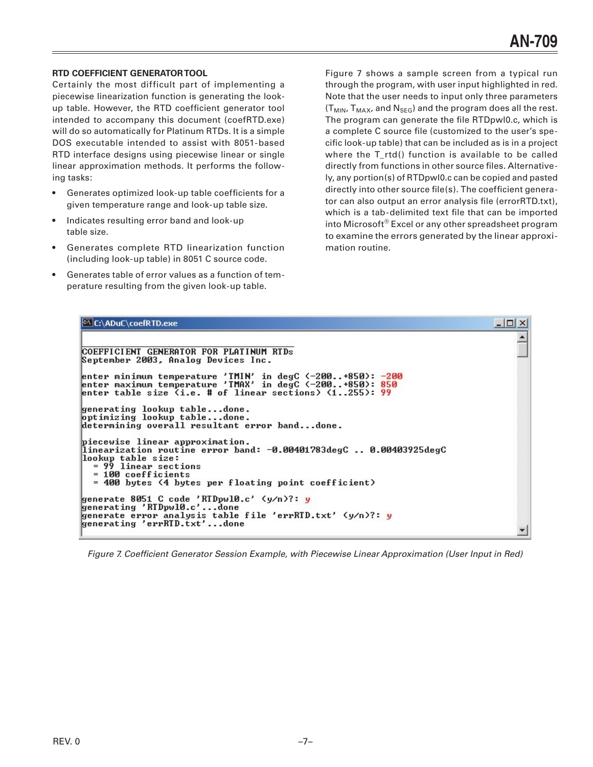### RTD COEFFICIENT GENERATOR TOOL

Certainly the most difficult part of implementing a piecewise linearization function is generating the look-up table. However, the RTD coefficient generator tool intended to accompany this document (coefRTD.exe) will do so automatically for Platinum RTDs. It is a simple DOS executable intended to assist with 8051-based RTD interface designs using piecewise linear or single linear approximation methods. It performs the following tasks:

- Generates optimized look-up table coefficients for a given temperature range and look-up table size.
- Indicates resulting error band and look-up table size.
- Generates complete RTD linearization function (including look-up table) in 8051 C source code.
- Generates table of error values as a function of temperature resulting from the given look-up table.

Figure 7 shows a sample screen from a typical run through the program, with user input highlighted in red. Note that the user needs to input only three parameters ($T_{MIN}$, $T_{MAX}$, and $N_{SEG}$) and the program does all the rest. The program can generate the file RTDpwl0.c, which is a complete C source file (customized to the user's specific look-up table) that can be included as is in a project where the T_rtd() function is available to be called directly from functions in other source files. Alternatively, any portion(s) of RTDpwl0.c can be copied and pasted directly into other source file(s). The coefficient generator can also output an error analysis file (errorRTD.txt), which is a tab-delimited text file that can be imported into Microsoft® Excel or any other spreadsheet program to examine the errors generated by the linear approximation routine.

```
C:\ADuC\coefRTD.exe

COEFFICIENT GENERATOR FOR PLATINUM RTDs
September 2003, Analog Devices Inc.

enter minimum temperature 'TMIN' in degC (-200..+850): -200
enter maximum temperature 'TMAX' in degC (-200..+850): 850
enter table size (i.e. # of linear sections) (1..255): 99

generating lookup table...done.
optimizing lookup table...done.
determining overall resultant error band...done.

piecewise linear approximation.
linearization routine error band: -0.00401783degC .. 0.00403925degC
lookup table size:
  = 99 linear sections
  = 100 coefficients
  = 400 bytes (4 bytes per floating point coefficient)

generate 8051 C code 'RTDpwl0.c' (y/n)?: y
generating 'RTDpwl0.c'...done
generate error analysis table file 'errRTD.txt' (y/n)?: y
generating 'errRTD.txt'...done
```

*Figure 7. Coefficient Generator Session Example, with Piecewise Linear Approximation (User Input in Red)*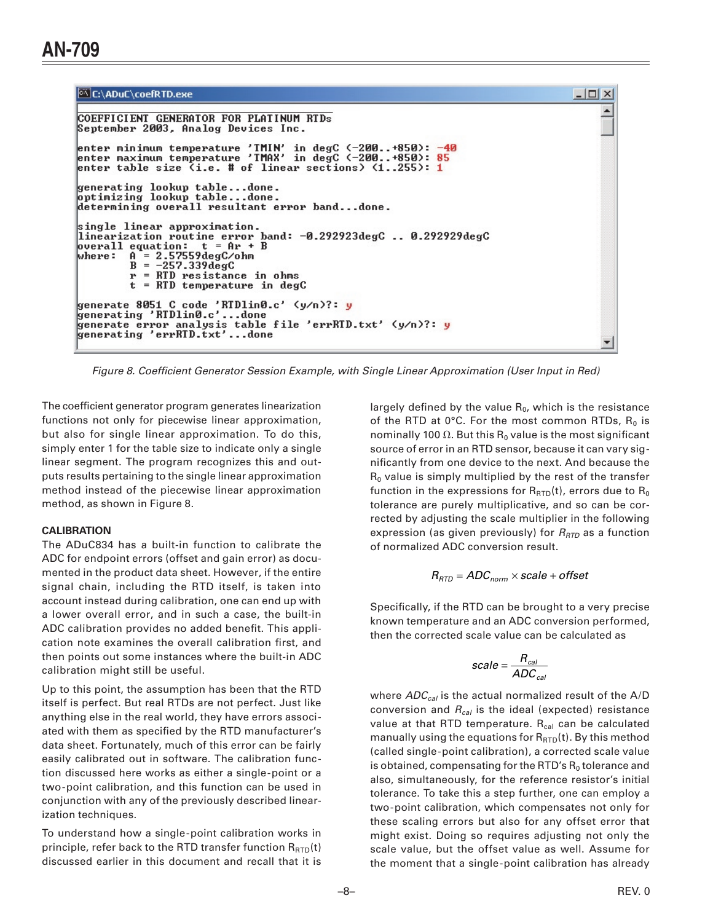```
COEFFICIENT GENERATOR FOR PLATINUM RTDs
September 2003, Analog Devices Inc.

enter minimum temperature 'TMIN' in degC (-200..+850): -40
enter maximum temperature 'TMAX' in degC (-200..+850): 85
enter table size (i.e. # of linear sections) (1..255): 1

generating lookup table...done.
optimizing lookup table...done.
determining overall resultant error band...done.

single linear approximation.
linearization routine error band: -0.292923degC .. 0.292929degC
overall equation:  t = Ar + B
where:  A = 2.57559degC/ohm
        B = -257.339degC
        r = RTD resistance in ohms
        t = RTD temperature in degC

generate 8051 C code 'RTDlin0.c' (y/n)?: y
generating 'RTDlin0.c'...done
generate error analysis table file 'errRTD.txt' (y/n)?: y
generating 'errRTD.txt'...done
```

*Figure 8. Coefficient Generator Session Example, with Single Linear Approximation (User Input in Red)*

The coefficient generator program generates linearization functions not only for piecewise linear approximation, but also for single linear approximation. To do this, simply enter 1 for the table size to indicate only a single linear segment. The program recognizes this and outputs results pertaining to the single linear approximation method instead of the piecewise linear approximation method, as shown in Figure 8.

## CALIBRATION

The ADuC834 has a built-in function to calibrate the ADC for endpoint errors (offset and gain error) as documented in the product data sheet. However, if the entire signal chain, including the RTD itself, is taken into account instead during calibration, one can end up with a lower overall error, and in such a case, the built-in ADC calibration provides no added benefit. This application note examines the overall calibration first, and then points out some instances where the built-in ADC calibration might still be useful.

Up to this point, the assumption has been that the RTD itself is perfect. But real RTDs are not perfect. Just like anything else in the real world, they have errors associated with them as specified by the RTD manufacturer's data sheet. Fortunately, much of this error can be fairly easily calibrated out in software. The calibration function discussed here works as either a single-point or a two-point calibration, and this function can be used in conjunction with any of the previously described linearization techniques.

To understand how a single-point calibration works in principle, refer back to the RTD transfer function $R_{RTD}(t)$ discussed earlier in this document and recall that it is largely defined by the value $R_0$, which is the resistance of the RTD at 0°C. For the most common RTDs, $R_0$ is nominally 100 Ω. But this $R_0$ value is the most significant source of error in an RTD sensor, because it can vary significantly from one device to the next. And because the $R_0$ value is simply multiplied by the rest of the transfer function in the expressions for $R_{RTD}(t)$, errors due to $R_0$ tolerance are purely multiplicative, and so can be corrected by adjusting the scale multiplier in the following expression (as given previously) for $R_{RTD}$ as a function of normalized ADC conversion result.

$$R_{RTD} = ADC_{norm} \times scale + offset$$

Specifically, if the RTD can be brought to a very precise known temperature and an ADC conversion performed, then the corrected scale value can be calculated as

$$scale = \frac{R_{cal}}{ADC_{cal}}$$

where $ADC_{cal}$ is the actual normalized result of the A/D conversion and $R_{cal}$ is the ideal (expected) resistance value at that RTD temperature. $R_{cal}$ can be calculated manually using the equations for $R_{RTD}(t)$. By this method (called single-point calibration), a corrected scale value is obtained, compensating for the RTD's $R_0$ tolerance and also, simultaneously, for the reference resistor's initial tolerance. To take this a step further, one can employ a two-point calibration, which compensates not only for these scaling errors but also for any offset error that might exist. Doing so requires adjusting not only the scale value, but the offset value as well. Assume for the moment that a single-point calibration has already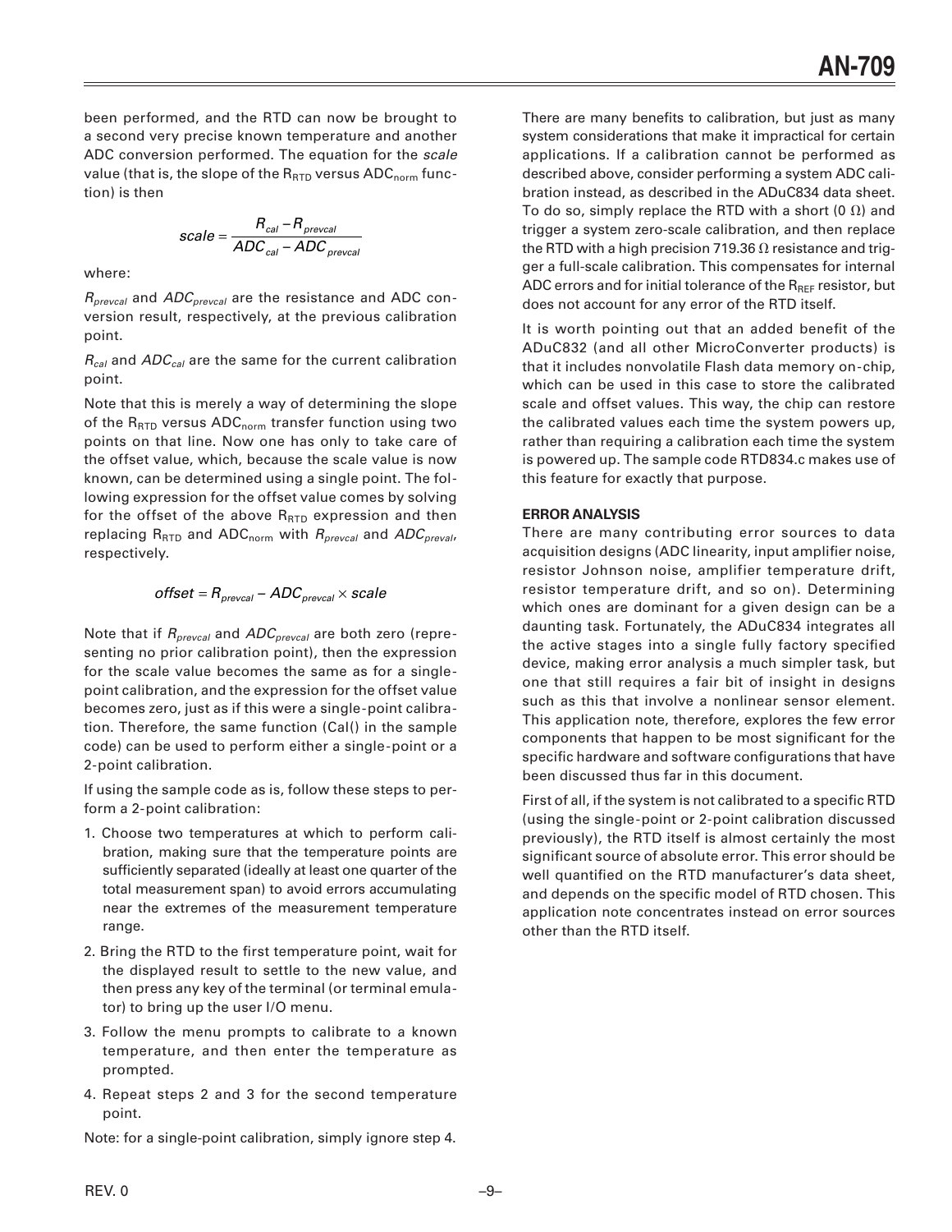been performed, and the RTD can now be brought to a second very precise known temperature and another ADC conversion performed. The equation for the *scale* value (that is, the slope of the $R_{RTD}$ versus $ADC_{norm}$ function) is then

$$scale = \frac{R_{cal} - R_{prevcal}}{ADC_{cal} - ADC_{prevcal}}$$

where:

$R_{prevcal}$ and $ADC_{prevcal}$ are the resistance and ADC conversion result, respectively, at the previous calibration point.

$R_{cal}$ and $ADC_{cal}$ are the same for the current calibration point.

Note that this is merely a way of determining the slope of the $R_{RTD}$ versus $ADC_{norm}$ transfer function using two points on that line. Now one has only to take care of the offset value, which, because the scale value is now known, can be determined using a single point. The following expression for the offset value comes by solving for the offset of the above $R_{RTD}$ expression and then replacing $R_{RTD}$ and $ADC_{norm}$ with $R_{prevcal}$ and $ADC_{preval}$, respectively.

$$offset = R_{prevcal} - ADC_{prevcal} \times scale$$

Note that if $R_{prevcal}$ and $ADC_{prevcal}$ are both zero (representing no prior calibration point), then the expression for the scale value becomes the same as for a single-point calibration, and the expression for the offset value becomes zero, just as if this were a single-point calibration. Therefore, the same function (Cal() in the sample code) can be used to perform either a single-point or a 2-point calibration.

If using the sample code as is, follow these steps to perform a 2-point calibration:

1. Choose two temperatures at which to perform calibration, making sure that the temperature points are sufficiently separated (ideally at least one quarter of the total measurement span) to avoid errors accumulating near the extremes of the measurement temperature range.
2. Bring the RTD to the first temperature point, wait for the displayed result to settle to the new value, and then press any key of the terminal (or terminal emulator) to bring up the user I/O menu.
3. Follow the menu prompts to calibrate to a known temperature, and then enter the temperature as prompted.
4. Repeat steps 2 and 3 for the second temperature point.

Note: for a single-point calibration, simply ignore step 4.

There are many benefits to calibration, but just as many system considerations that make it impractical for certain applications. If a calibration cannot be performed as described above, consider performing a system ADC calibration instead, as described in the ADuC834 data sheet. To do so, simply replace the RTD with a short (0 Ω) and trigger a system zero-scale calibration, and then replace the RTD with a high precision 719.36 Ω resistance and trigger a full-scale calibration. This compensates for internal ADC errors and for initial tolerance of the $R_{REF}$ resistor, but does not account for any error of the RTD itself.

It is worth pointing out that an added benefit of the ADuC832 (and all other MicroConverter products) is that it includes nonvolatile Flash data memory on-chip, which can be used in this case to store the calibrated scale and offset values. This way, the chip can restore the calibrated values each time the system powers up, rather than requiring a calibration each time the system is powered up. The sample code RTD834.c makes use of this feature for exactly that purpose.

## ERROR ANALYSIS

There are many contributing error sources to data acquisition designs (ADC linearity, input amplifier noise, resistor Johnson noise, amplifier temperature drift, resistor temperature drift, and so on). Determining which ones are dominant for a given design can be a daunting task. Fortunately, the ADuC834 integrates all the active stages into a single fully factory specified device, making error analysis a much simpler task, but one that still requires a fair bit of insight in designs such as this that involve a nonlinear sensor element. This application note, therefore, explores the few error components that happen to be most significant for the specific hardware and software configurations that have been discussed thus far in this document.

First of all, if the system is not calibrated to a specific RTD (using the single-point or 2-point calibration discussed previously), the RTD itself is almost certainly the most significant source of absolute error. This error should be well quantified on the RTD manufacturer's data sheet, and depends on the specific model of RTD chosen. This application note concentrates instead on error sources other than the RTD itself.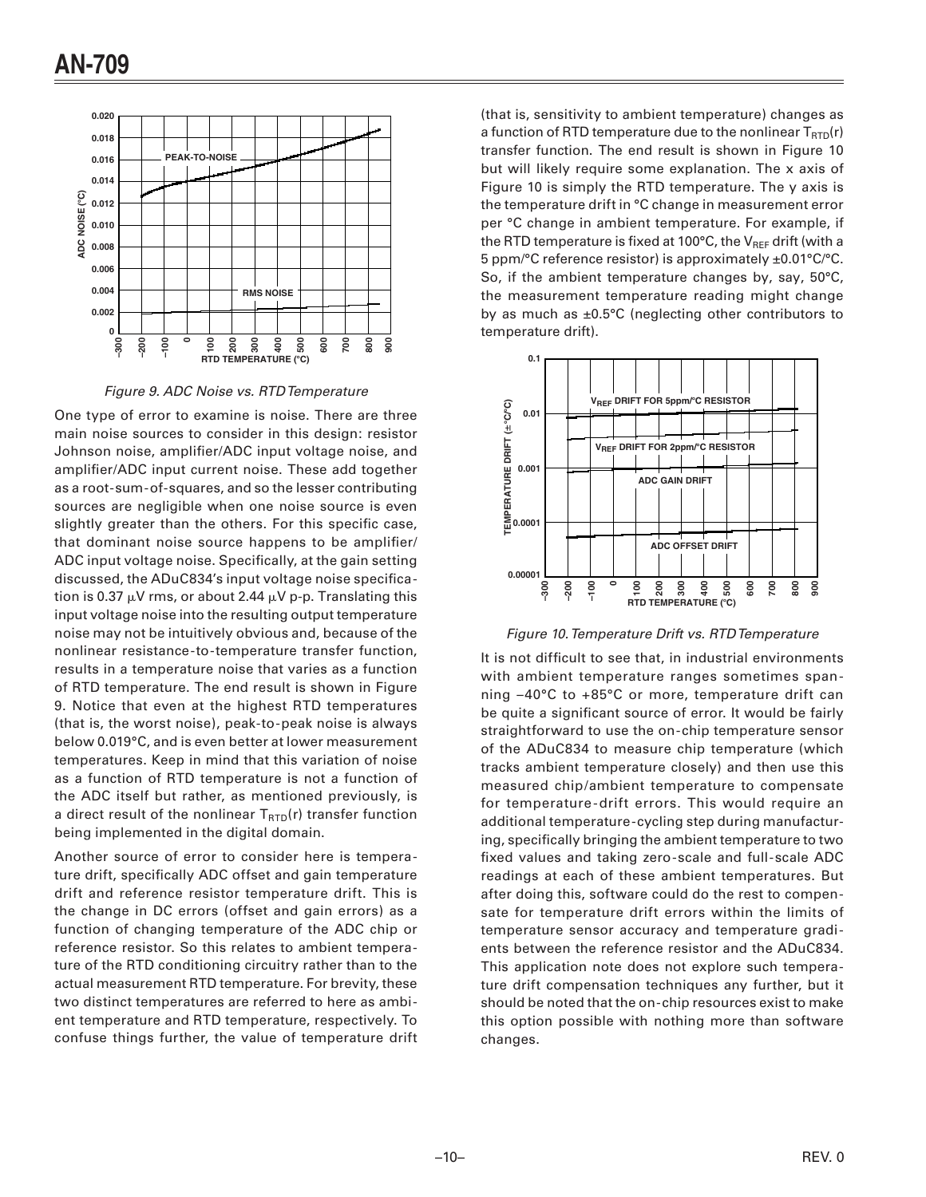Figure 9. ADC Noise vs. RTD Temperature

One type of error to examine is noise. There are three main noise sources to consider in this design: resistor Johnson noise, amplifier/ADC input voltage noise, and amplifier/ADC input current noise. These add together as a root-sum-of-squares, and so the lesser contributing sources are negligible when one noise source is even slightly greater than the others. For this specific case, that dominant noise source happens to be amplifier/ADC input voltage noise. Specifically, at the gain setting discussed, the ADuC834's input voltage noise specification is 0.37 μV rms, or about 2.44 μV p-p. Translating this input voltage noise into the resulting output temperature noise may not be intuitively obvious and, because of the nonlinear resistance-to-temperature transfer function, results in a temperature noise that varies as a function of RTD temperature. The end result is shown in Figure 9. Notice that even at the highest RTD temperatures (that is, the worst noise), peak-to-peak noise is always below 0.019°C, and is even better at lower measurement temperatures. Keep in mind that this variation of noise as a function of RTD temperature is not a function of the ADC itself but rather, as mentioned previously, is a direct result of the nonlinear $T_{RTD}(r)$ transfer function being implemented in the digital domain.

Another source of error to consider here is temperature drift, specifically ADC offset and gain temperature drift and reference resistor temperature drift. This is the change in DC errors (offset and gain errors) as a function of changing temperature of the ADC chip or reference resistor. So this relates to ambient temperature of the RTD conditioning circuitry rather than to the actual measurement RTD temperature. For brevity, these two distinct temperatures are referred to here as ambient temperature and RTD temperature, respectively. To confuse things further, the value of temperature drift (that is, sensitivity to ambient temperature) changes as a function of RTD temperature due to the nonlinear $T_{RTD}(r)$ transfer function. The end result is shown in Figure 10 but will likely require some explanation. The x axis of Figure 10 is simply the RTD temperature. The y axis is the temperature drift in °C change in measurement error per °C change in ambient temperature. For example, if the RTD temperature is fixed at 100°C, the $V_{REF}$ drift (with a 5 ppm/°C reference resistor) is approximately ±0.01°C/°C. So, if the ambient temperature changes by, say, 50°C, the measurement temperature reading might change by as much as ±0.5°C (neglecting other contributors to temperature drift).

Figure 10. Temperature Drift vs. RTD Temperature

It is not difficult to see that, in industrial environments with ambient temperature ranges sometimes spanning −40°C to +85°C or more, temperature drift can be quite a significant source of error. It would be fairly straightforward to use the on-chip temperature sensor of the ADuC834 to measure chip temperature (which tracks ambient temperature closely) and then use this measured chip/ambient temperature to compensate for temperature-drift errors. This would require an additional temperature-cycling step during manufacturing, specifically bringing the ambient temperature to two fixed values and taking zero-scale and full-scale ADC readings at each of these ambient temperatures. But after doing this, software could do the rest to compensate for temperature drift errors within the limits of temperature sensor accuracy and temperature gradients between the reference resistor and the ADuC834. This application note does not explore such temperature drift compensation techniques any further, but it should be noted that the on-chip resources exist to make this option possible with nothing more than software changes.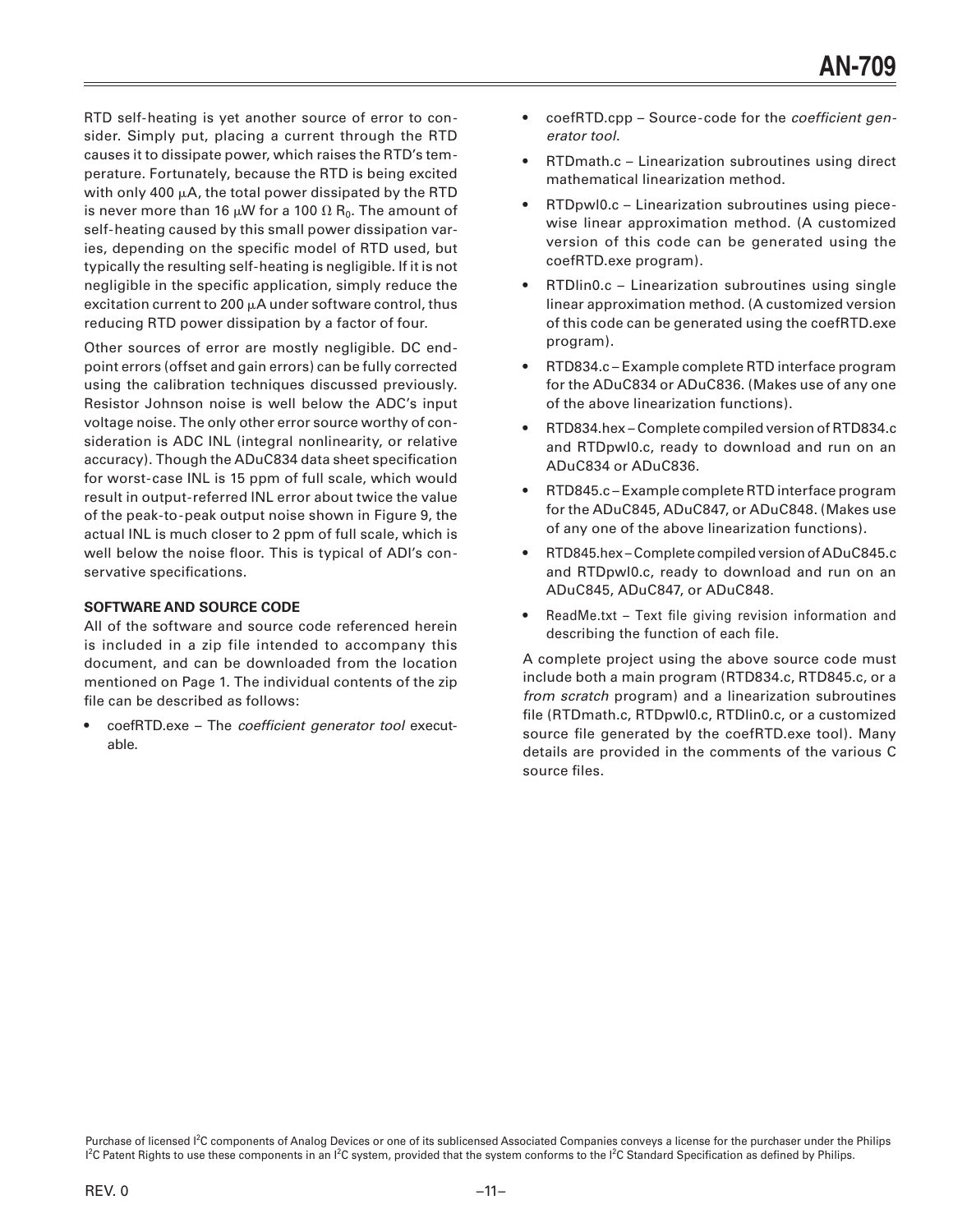RTD self-heating is yet another source of error to consider. Simply put, placing a current through the RTD causes it to dissipate power, which raises the RTD's temperature. Fortunately, because the RTD is being excited with only 400 μA, the total power dissipated by the RTD is never more than 16 μW for a 100 Ω $R_0$. The amount of self-heating caused by this small power dissipation varies, depending on the specific model of RTD used, but typically the resulting self-heating is negligible. If it is not negligible in the specific application, simply reduce the excitation current to 200 μA under software control, thus reducing RTD power dissipation by a factor of four.

Other sources of error are mostly negligible. DC endpoint errors (offset and gain errors) can be fully corrected using the calibration techniques discussed previously. Resistor Johnson noise is well below the ADC's input voltage noise. The only other error source worthy of consideration is ADC INL (integral nonlinearity, or relative accuracy). Though the ADuC834 data sheet specification for worst-case INL is 15 ppm of full scale, which would result in output-referred INL error about twice the value of the peak-to-peak output noise shown in Figure 9, the actual INL is much closer to 2 ppm of full scale, which is well below the noise floor. This is typical of ADI's conservative specifications.

## SOFTWARE AND SOURCE CODE

All of the software and source code referenced herein is included in a zip file intended to accompany this document, and can be downloaded from the location mentioned on Page 1. The individual contents of the zip file can be described as follows:

- coefRTD.exe – The *coefficient generator tool* executable.
- coefRTD.cpp – Source-code for the *coefficient generator tool*.
- RTDmath.c – Linearization subroutines using direct mathematical linearization method.
- RTDpwl0.c – Linearization subroutines using piecewise linear approximation method. (A customized version of this code can be generated using the coefRTD.exe program).
- RTDlin0.c – Linearization subroutines using single linear approximation method. (A customized version of this code can be generated using the coefRTD.exe program).
- RTD834.c – Example complete RTD interface program for the ADuC834 or ADuC836. (Makes use of any one of the above linearization functions).
- RTD834.hex – Complete compiled version of RTD834.c and RTDpwl0.c, ready to download and run on an ADuC834 or ADuC836.
- RTD845.c – Example complete RTD interface program for the ADuC845, ADuC847, or ADuC848. (Makes use of any one of the above linearization functions).
- RTD845.hex – Complete compiled version of ADuC845.c and RTDpwl0.c, ready to download and run on an ADuC845, ADuC847, or ADuC848.
- ReadMe.txt – Text file giving revision information and describing the function of each file.

A complete project using the above source code must include both a main program (RTD834.c, RTD845.c, or a *from scratch* program) and a linearization subroutines file (RTDmath.c, RTDpwl0.c, RTDlin0.c, or a customized source file generated by the coefRTD.exe tool). Many details are provided in the comments of the various C source files.

Purchase of licensed I[2]C components of Analog Devices or one of its sublicensed Associated Companies conveys a license for the purchaser under the Philips I[2]C Patent Rights to use these components in an I[2]C system, provided that the system conforms to the I[2]C Standard Specification as defined by Philips.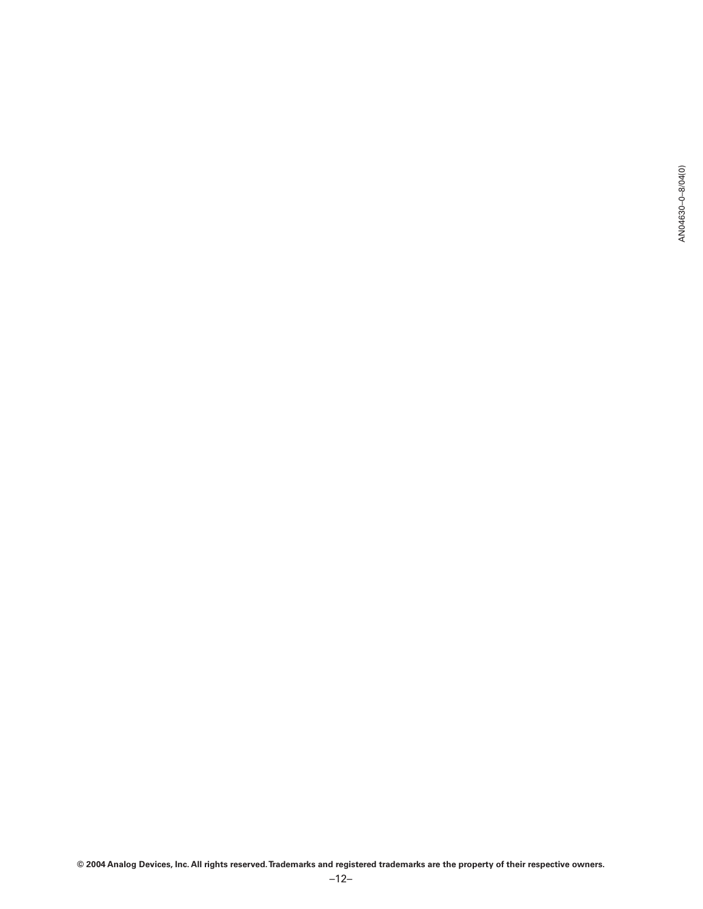AN04630–0–8/04(0)

© 2004 Analog Devices, Inc. All rights reserved. Trademarks and registered trademarks are the property of their respective owners.